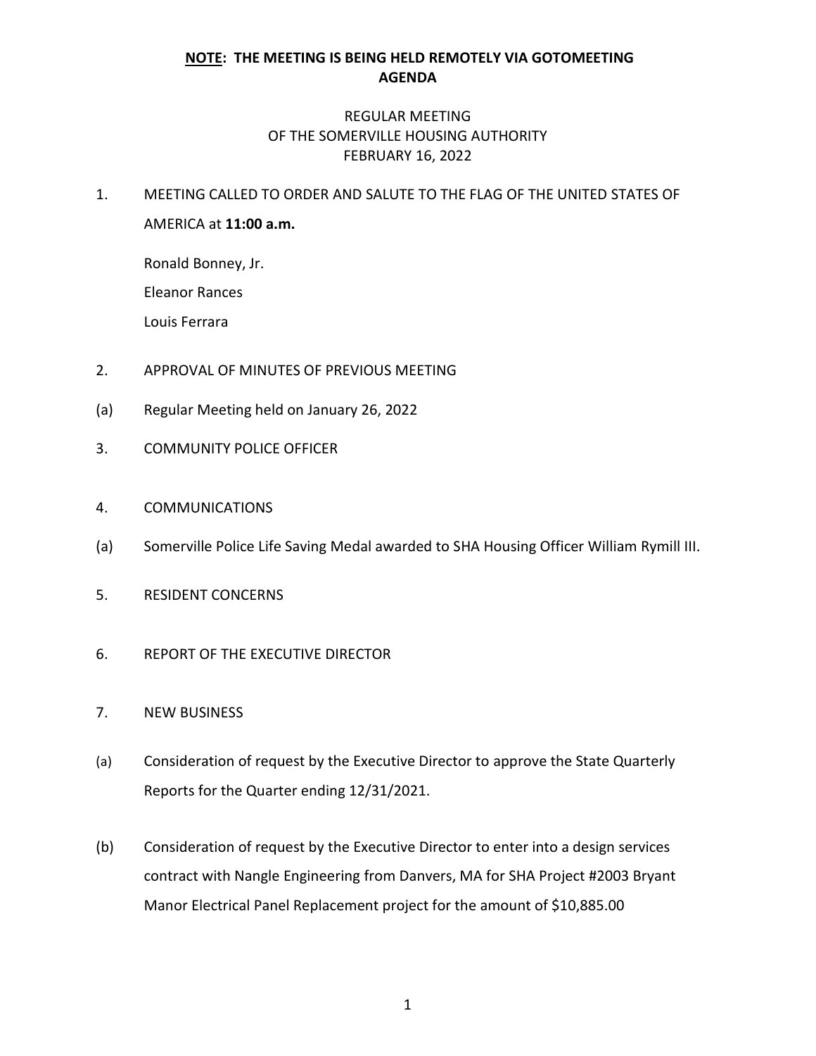**<u>NOTE</u>: THE MEETING IS BEING HELD REMOTELY VIA GOTOMEETING**
**AGENDA**

REGULAR MEETING
OF THE SOMERVILLE HOUSING AUTHORITY
FEBRUARY 16, 2022

1. MEETING CALLED TO ORDER AND SALUTE TO THE FLAG OF THE UNITED STATES OF AMERICA at **11:00 a.m.**

   Ronald Bonney, Jr.

   Eleanor Rances

   Louis Ferrara

2. APPROVAL OF MINUTES OF PREVIOUS MEETING

(a) Regular Meeting held on January 26, 2022

3. COMMUNITY POLICE OFFICER

4. COMMUNICATIONS

(a) Somerville Police Life Saving Medal awarded to SHA Housing Officer William Rymill III.

5. RESIDENT CONCERNS

6. REPORT OF THE EXECUTIVE DIRECTOR

7. NEW BUSINESS

(a) Consideration of request by the Executive Director to approve the State Quarterly Reports for the Quarter ending 12/31/2021.

(b) Consideration of request by the Executive Director to enter into a design services contract with Nangle Engineering from Danvers, MA for SHA Project #2003 Bryant Manor Electrical Panel Replacement project for the amount of $10,885.00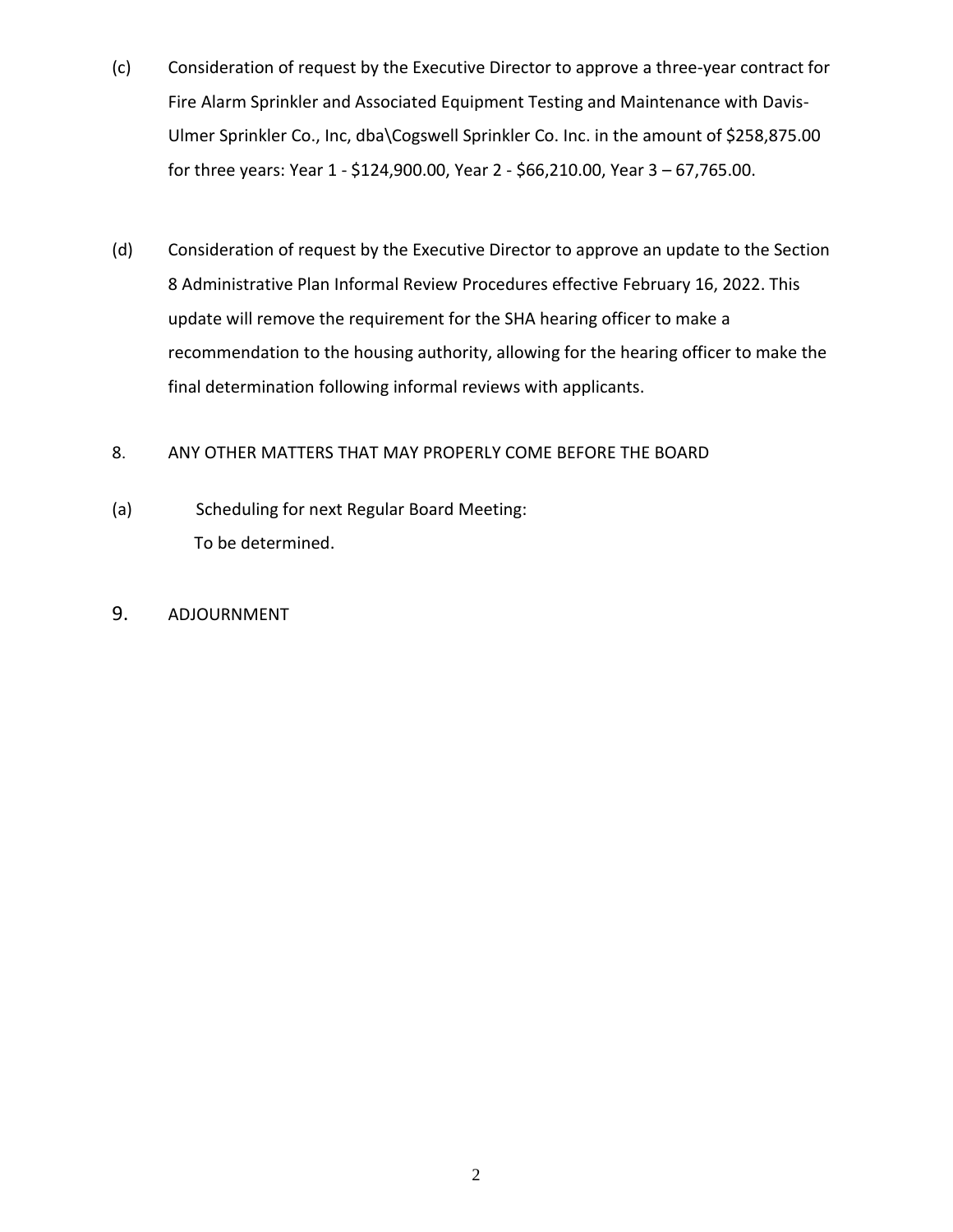(c) Consideration of request by the Executive Director to approve a three-year contract for Fire Alarm Sprinkler and Associated Equipment Testing and Maintenance with Davis-Ulmer Sprinkler Co., Inc, dba\Cogswell Sprinkler Co. Inc. in the amount of $258,875.00 for three years: Year 1 - $124,900.00, Year 2 - $66,210.00, Year 3 – 67,765.00.

(d) Consideration of request by the Executive Director to approve an update to the Section 8 Administrative Plan Informal Review Procedures effective February 16, 2022. This update will remove the requirement for the SHA hearing officer to make a recommendation to the housing authority, allowing for the hearing officer to make the final determination following informal reviews with applicants.

8. ANY OTHER MATTERS THAT MAY PROPERLY COME BEFORE THE BOARD

(a) Scheduling for next Regular Board Meeting:
To be determined.

9. ADJOURNMENT